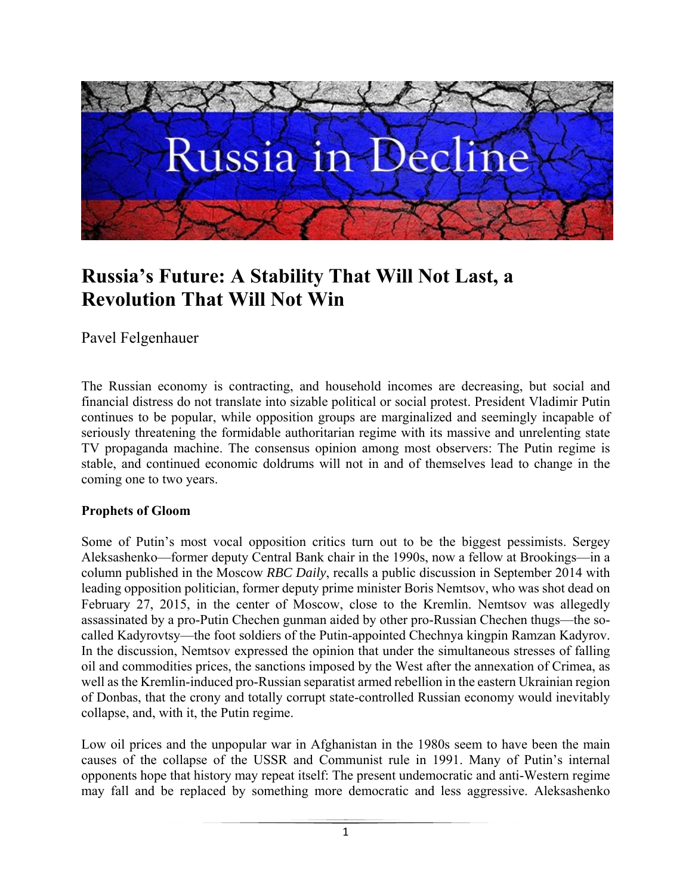# Russia's Future: A Stability That Will Not Last, a Revolution That Will Not Win

Pavel Felgenhauer

The Russian economy is contracting, and household incomes are decreasing, but social and financial distress do not translate into sizable political or social protest. President Vladimir Putin continues to be popular, while opposition groups are marginalized and seemingly incapable of seriously threatening the formidable authoritarian regime with its massive and unrelenting state TV propaganda machine. The consensus opinion among most observers: The Putin regime is stable, and continued economic doldrums will not in and of themselves lead to change in the coming one to two years.

**Prophets of Gloom**

Some of Putin's most vocal opposition critics turn out to be the biggest pessimists. Sergey Aleksashenko—former deputy Central Bank chair in the 1990s, now a fellow at Brookings—in a column published in the Moscow *RBC Daily*, recalls a public discussion in September 2014 with leading opposition politician, former deputy prime minister Boris Nemtsov, who was shot dead on February 27, 2015, in the center of Moscow, close to the Kremlin. Nemtsov was allegedly assassinated by a pro-Putin Chechen gunman aided by other pro-Russian Chechen thugs—the so-called Kadyrovtsy—the foot soldiers of the Putin-appointed Chechnya kingpin Ramzan Kadyrov. In the discussion, Nemtsov expressed the opinion that under the simultaneous stresses of falling oil and commodities prices, the sanctions imposed by the West after the annexation of Crimea, as well as the Kremlin-induced pro-Russian separatist armed rebellion in the eastern Ukrainian region of Donbas, that the crony and totally corrupt state-controlled Russian economy would inevitably collapse, and, with it, the Putin regime.

Low oil prices and the unpopular war in Afghanistan in the 1980s seem to have been the main causes of the collapse of the USSR and Communist rule in 1991. Many of Putin's internal opponents hope that history may repeat itself: The present undemocratic and anti-Western regime may fall and be replaced by something more democratic and less aggressive. Aleksashenko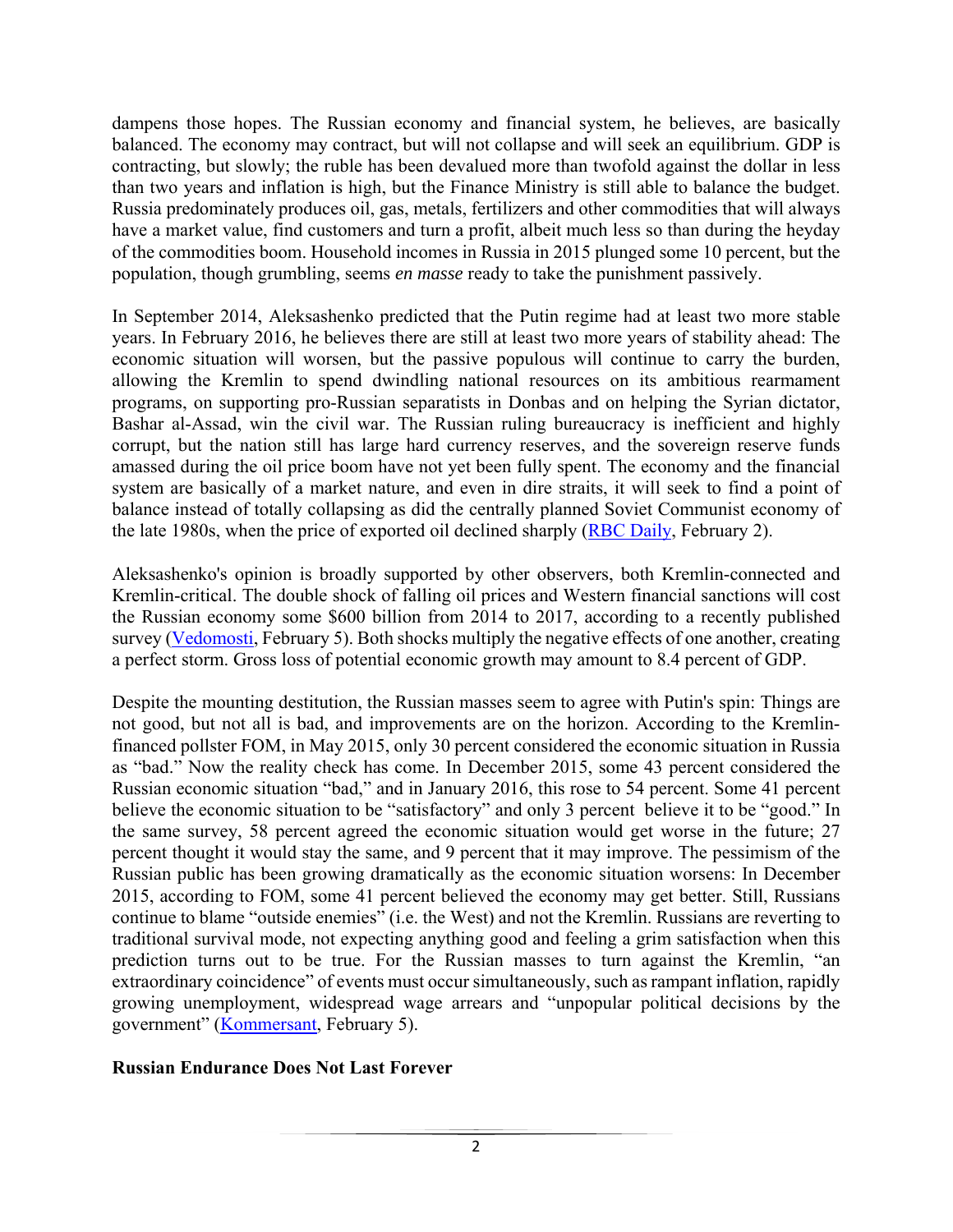dampens those hopes. The Russian economy and financial system, he believes, are basically balanced. The economy may contract, but will not collapse and will seek an equilibrium. GDP is contracting, but slowly; the ruble has been devalued more than twofold against the dollar in less than two years and inflation is high, but the Finance Ministry is still able to balance the budget. Russia predominately produces oil, gas, metals, fertilizers and other commodities that will always have a market value, find customers and turn a profit, albeit much less so than during the heyday of the commodities boom. Household incomes in Russia in 2015 plunged some 10 percent, but the population, though grumbling, seems *en masse* ready to take the punishment passively.

In September 2014, Aleksashenko predicted that the Putin regime had at least two more stable years. In February 2016, he believes there are still at least two more years of stability ahead: The economic situation will worsen, but the passive populous will continue to carry the burden, allowing the Kremlin to spend dwindling national resources on its ambitious rearmament programs, on supporting pro-Russian separatists in Donbas and on helping the Syrian dictator, Bashar al-Assad, win the civil war. The Russian ruling bureaucracy is inefficient and highly corrupt, but the nation still has large hard currency reserves, and the sovereign reserve funds amassed during the oil price boom have not yet been fully spent. The economy and the financial system are basically of a market nature, and even in dire straits, it will seek to find a point of balance instead of totally collapsing as did the centrally planned Soviet Communist economy of the late 1980s, when the price of exported oil declined sharply (RBC Daily, February 2).

Aleksashenko's opinion is broadly supported by other observers, both Kremlin-connected and Kremlin-critical. The double shock of falling oil prices and Western financial sanctions will cost the Russian economy some $600 billion from 2014 to 2017, according to a recently published survey (Vedomosti, February 5). Both shocks multiply the negative effects of one another, creating a perfect storm. Gross loss of potential economic growth may amount to 8.4 percent of GDP.

Despite the mounting destitution, the Russian masses seem to agree with Putin's spin: Things are not good, but not all is bad, and improvements are on the horizon. According to the Kremlin-financed pollster FOM, in May 2015, only 30 percent considered the economic situation in Russia as "bad." Now the reality check has come. In December 2015, some 43 percent considered the Russian economic situation "bad," and in January 2016, this rose to 54 percent. Some 41 percent believe the economic situation to be "satisfactory" and only 3 percent believe it to be "good." In the same survey, 58 percent agreed the economic situation would get worse in the future; 27 percent thought it would stay the same, and 9 percent that it may improve. The pessimism of the Russian public has been growing dramatically as the economic situation worsens: In December 2015, according to FOM, some 41 percent believed the economy may get better. Still, Russians continue to blame "outside enemies" (i.e. the West) and not the Kremlin. Russians are reverting to traditional survival mode, not expecting anything good and feeling a grim satisfaction when this prediction turns out to be true. For the Russian masses to turn against the Kremlin, "an extraordinary coincidence" of events must occur simultaneously, such as rampant inflation, rapidly growing unemployment, widespread wage arrears and "unpopular political decisions by the government" (Kommersant, February 5).

**Russian Endurance Does Not Last Forever**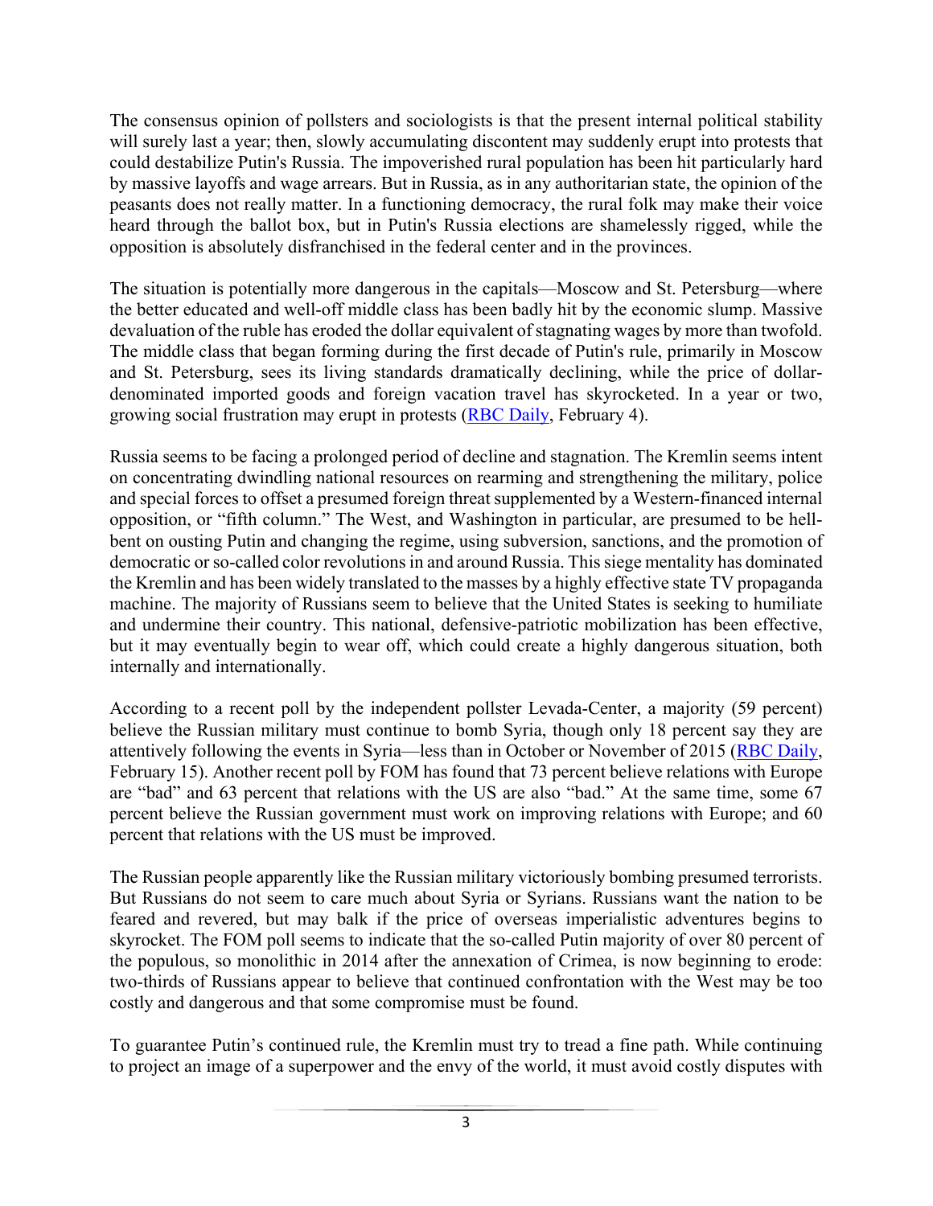The consensus opinion of pollsters and sociologists is that the present internal political stability will surely last a year; then, slowly accumulating discontent may suddenly erupt into protests that could destabilize Putin's Russia. The impoverished rural population has been hit particularly hard by massive layoffs and wage arrears. But in Russia, as in any authoritarian state, the opinion of the peasants does not really matter. In a functioning democracy, the rural folk may make their voice heard through the ballot box, but in Putin's Russia elections are shamelessly rigged, while the opposition is absolutely disfranchised in the federal center and in the provinces.

The situation is potentially more dangerous in the capitals—Moscow and St. Petersburg—where the better educated and well-off middle class has been badly hit by the economic slump. Massive devaluation of the ruble has eroded the dollar equivalent of stagnating wages by more than twofold. The middle class that began forming during the first decade of Putin's rule, primarily in Moscow and St. Petersburg, sees its living standards dramatically declining, while the price of dollar-denominated imported goods and foreign vacation travel has skyrocketed. In a year or two, growing social frustration may erupt in protests (RBC Daily, February 4).

Russia seems to be facing a prolonged period of decline and stagnation. The Kremlin seems intent on concentrating dwindling national resources on rearming and strengthening the military, police and special forces to offset a presumed foreign threat supplemented by a Western-financed internal opposition, or "fifth column." The West, and Washington in particular, are presumed to be hell-bent on ousting Putin and changing the regime, using subversion, sanctions, and the promotion of democratic or so-called color revolutions in and around Russia. This siege mentality has dominated the Kremlin and has been widely translated to the masses by a highly effective state TV propaganda machine. The majority of Russians seem to believe that the United States is seeking to humiliate and undermine their country. This national, defensive-patriotic mobilization has been effective, but it may eventually begin to wear off, which could create a highly dangerous situation, both internally and internationally.

According to a recent poll by the independent pollster Levada-Center, a majority (59 percent) believe the Russian military must continue to bomb Syria, though only 18 percent say they are attentively following the events in Syria—less than in October or November of 2015 (RBC Daily, February 15). Another recent poll by FOM has found that 73 percent believe relations with Europe are "bad" and 63 percent that relations with the US are also "bad." At the same time, some 67 percent believe the Russian government must work on improving relations with Europe; and 60 percent that relations with the US must be improved.

The Russian people apparently like the Russian military victoriously bombing presumed terrorists. But Russians do not seem to care much about Syria or Syrians. Russians want the nation to be feared and revered, but may balk if the price of overseas imperialistic adventures begins to skyrocket. The FOM poll seems to indicate that the so-called Putin majority of over 80 percent of the populous, so monolithic in 2014 after the annexation of Crimea, is now beginning to erode: two-thirds of Russians appear to believe that continued confrontation with the West may be too costly and dangerous and that some compromise must be found.

To guarantee Putin's continued rule, the Kremlin must try to tread a fine path. While continuing to project an image of a superpower and the envy of the world, it must avoid costly disputes with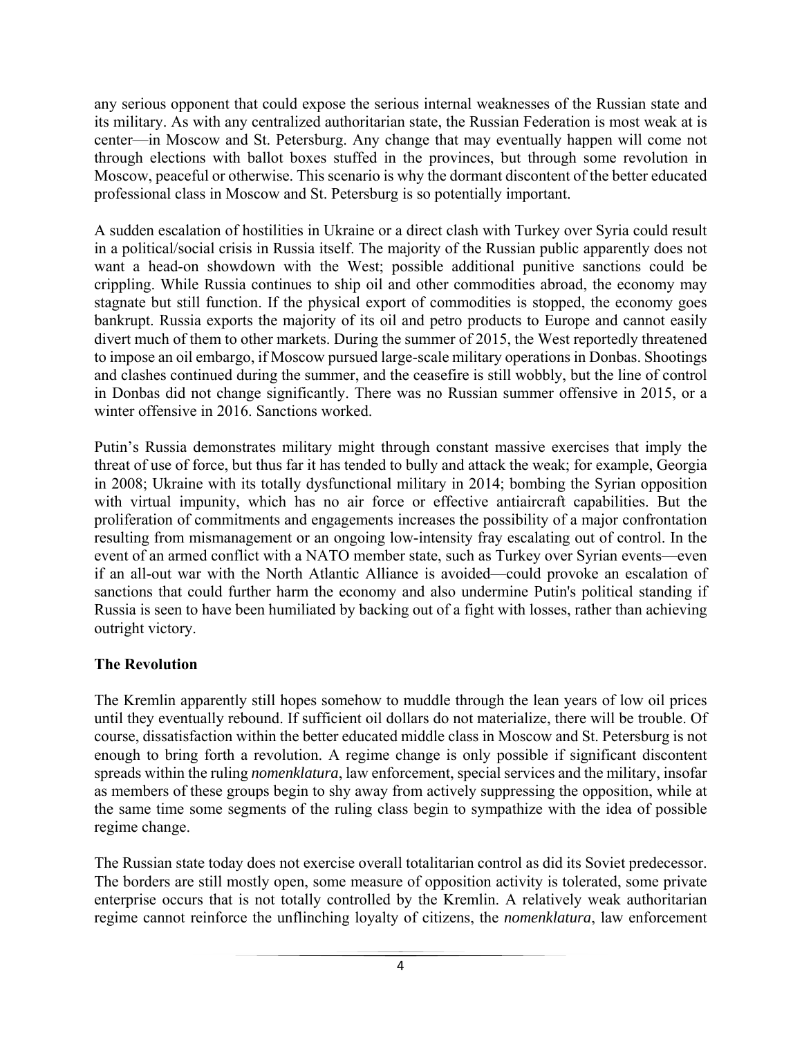any serious opponent that could expose the serious internal weaknesses of the Russian state and its military. As with any centralized authoritarian state, the Russian Federation is most weak at is center—in Moscow and St. Petersburg. Any change that may eventually happen will come not through elections with ballot boxes stuffed in the provinces, but through some revolution in Moscow, peaceful or otherwise. This scenario is why the dormant discontent of the better educated professional class in Moscow and St. Petersburg is so potentially important.

A sudden escalation of hostilities in Ukraine or a direct clash with Turkey over Syria could result in a political/social crisis in Russia itself. The majority of the Russian public apparently does not want a head-on showdown with the West; possible additional punitive sanctions could be crippling. While Russia continues to ship oil and other commodities abroad, the economy may stagnate but still function. If the physical export of commodities is stopped, the economy goes bankrupt. Russia exports the majority of its oil and petro products to Europe and cannot easily divert much of them to other markets. During the summer of 2015, the West reportedly threatened to impose an oil embargo, if Moscow pursued large-scale military operations in Donbas. Shootings and clashes continued during the summer, and the ceasefire is still wobbly, but the line of control in Donbas did not change significantly. There was no Russian summer offensive in 2015, or a winter offensive in 2016. Sanctions worked.

Putin's Russia demonstrates military might through constant massive exercises that imply the threat of use of force, but thus far it has tended to bully and attack the weak; for example, Georgia in 2008; Ukraine with its totally dysfunctional military in 2014; bombing the Syrian opposition with virtual impunity, which has no air force or effective antiaircraft capabilities. But the proliferation of commitments and engagements increases the possibility of a major confrontation resulting from mismanagement or an ongoing low-intensity fray escalating out of control. In the event of an armed conflict with a NATO member state, such as Turkey over Syrian events—even if an all-out war with the North Atlantic Alliance is avoided—could provoke an escalation of sanctions that could further harm the economy and also undermine Putin's political standing if Russia is seen to have been humiliated by backing out of a fight with losses, rather than achieving outright victory.

## The Revolution

The Kremlin apparently still hopes somehow to muddle through the lean years of low oil prices until they eventually rebound. If sufficient oil dollars do not materialize, there will be trouble. Of course, dissatisfaction within the better educated middle class in Moscow and St. Petersburg is not enough to bring forth a revolution. A regime change is only possible if significant discontent spreads within the ruling *nomenklatura*, law enforcement, special services and the military, insofar as members of these groups begin to shy away from actively suppressing the opposition, while at the same time some segments of the ruling class begin to sympathize with the idea of possible regime change.

The Russian state today does not exercise overall totalitarian control as did its Soviet predecessor. The borders are still mostly open, some measure of opposition activity is tolerated, some private enterprise occurs that is not totally controlled by the Kremlin. A relatively weak authoritarian regime cannot reinforce the unflinching loyalty of citizens, the *nomenklatura*, law enforcement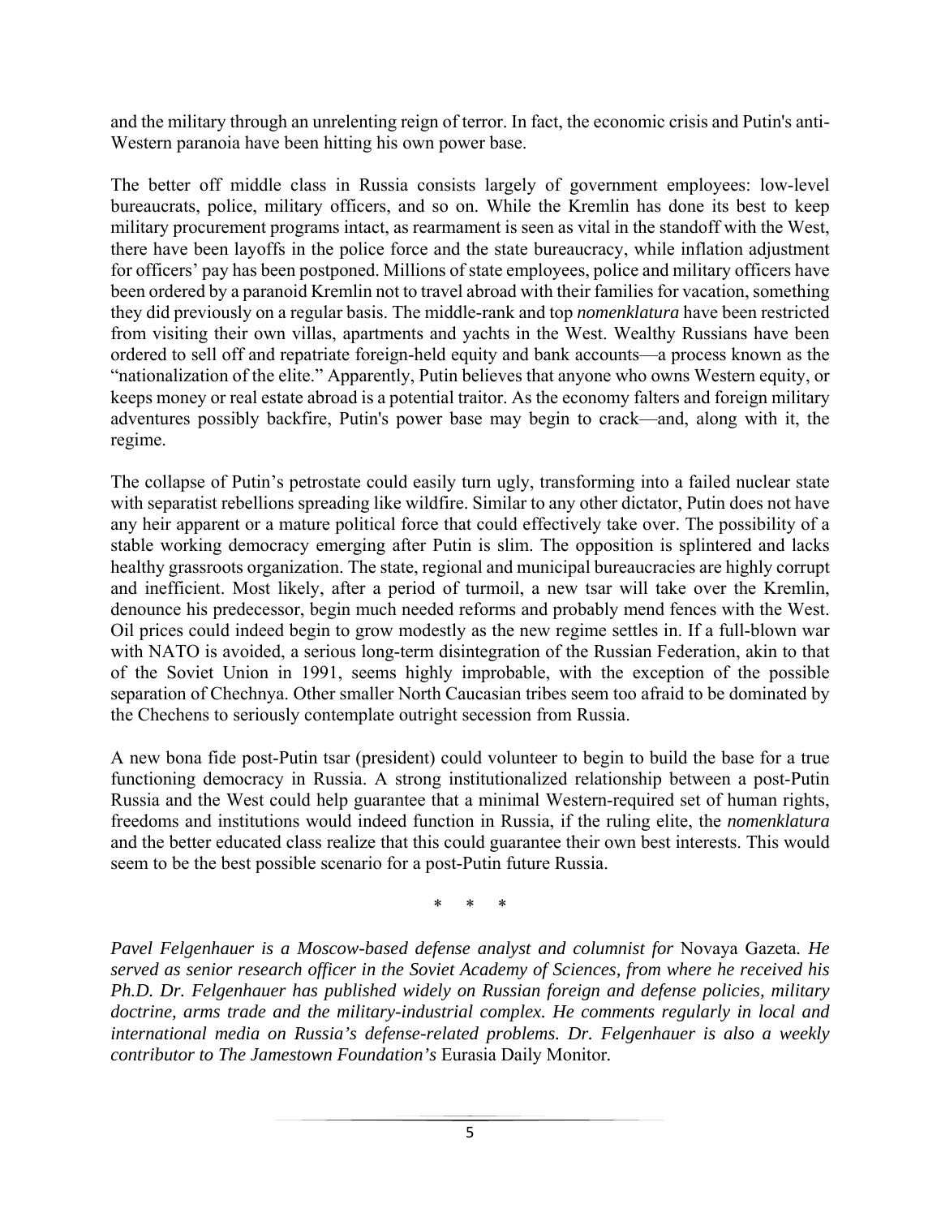and the military through an unrelenting reign of terror. In fact, the economic crisis and Putin's anti-Western paranoia have been hitting his own power base.

The better off middle class in Russia consists largely of government employees: low-level bureaucrats, police, military officers, and so on. While the Kremlin has done its best to keep military procurement programs intact, as rearmament is seen as vital in the standoff with the West, there have been layoffs in the police force and the state bureaucracy, while inflation adjustment for officers' pay has been postponed. Millions of state employees, police and military officers have been ordered by a paranoid Kremlin not to travel abroad with their families for vacation, something they did previously on a regular basis. The middle-rank and top *nomenklatura* have been restricted from visiting their own villas, apartments and yachts in the West. Wealthy Russians have been ordered to sell off and repatriate foreign-held equity and bank accounts—a process known as the "nationalization of the elite." Apparently, Putin believes that anyone who owns Western equity, or keeps money or real estate abroad is a potential traitor. As the economy falters and foreign military adventures possibly backfire, Putin's power base may begin to crack—and, along with it, the regime.

The collapse of Putin's petrostate could easily turn ugly, transforming into a failed nuclear state with separatist rebellions spreading like wildfire. Similar to any other dictator, Putin does not have any heir apparent or a mature political force that could effectively take over. The possibility of a stable working democracy emerging after Putin is slim. The opposition is splintered and lacks healthy grassroots organization. The state, regional and municipal bureaucracies are highly corrupt and inefficient. Most likely, after a period of turmoil, a new tsar will take over the Kremlin, denounce his predecessor, begin much needed reforms and probably mend fences with the West. Oil prices could indeed begin to grow modestly as the new regime settles in. If a full-blown war with NATO is avoided, a serious long-term disintegration of the Russian Federation, akin to that of the Soviet Union in 1991, seems highly improbable, with the exception of the possible separation of Chechnya. Other smaller North Caucasian tribes seem too afraid to be dominated by the Chechens to seriously contemplate outright secession from Russia.

A new bona fide post-Putin tsar (president) could volunteer to begin to build the base for a true functioning democracy in Russia. A strong institutionalized relationship between a post-Putin Russia and the West could help guarantee that a minimal Western-required set of human rights, freedoms and institutions would indeed function in Russia, if the ruling elite, the *nomenklatura* and the better educated class realize that this could guarantee their own best interests. This would seem to be the best possible scenario for a post-Putin future Russia.

\* \* \*

*Pavel Felgenhauer is a Moscow-based defense analyst and columnist for* Novaya Gazeta*. He served as senior research officer in the Soviet Academy of Sciences, from where he received his Ph.D. Dr. Felgenhauer has published widely on Russian foreign and defense policies, military doctrine, arms trade and the military-industrial complex. He comments regularly in local and international media on Russia's defense-related problems. Dr. Felgenhauer is also a weekly contributor to The Jamestown Foundation's* Eurasia Daily Monitor*.*